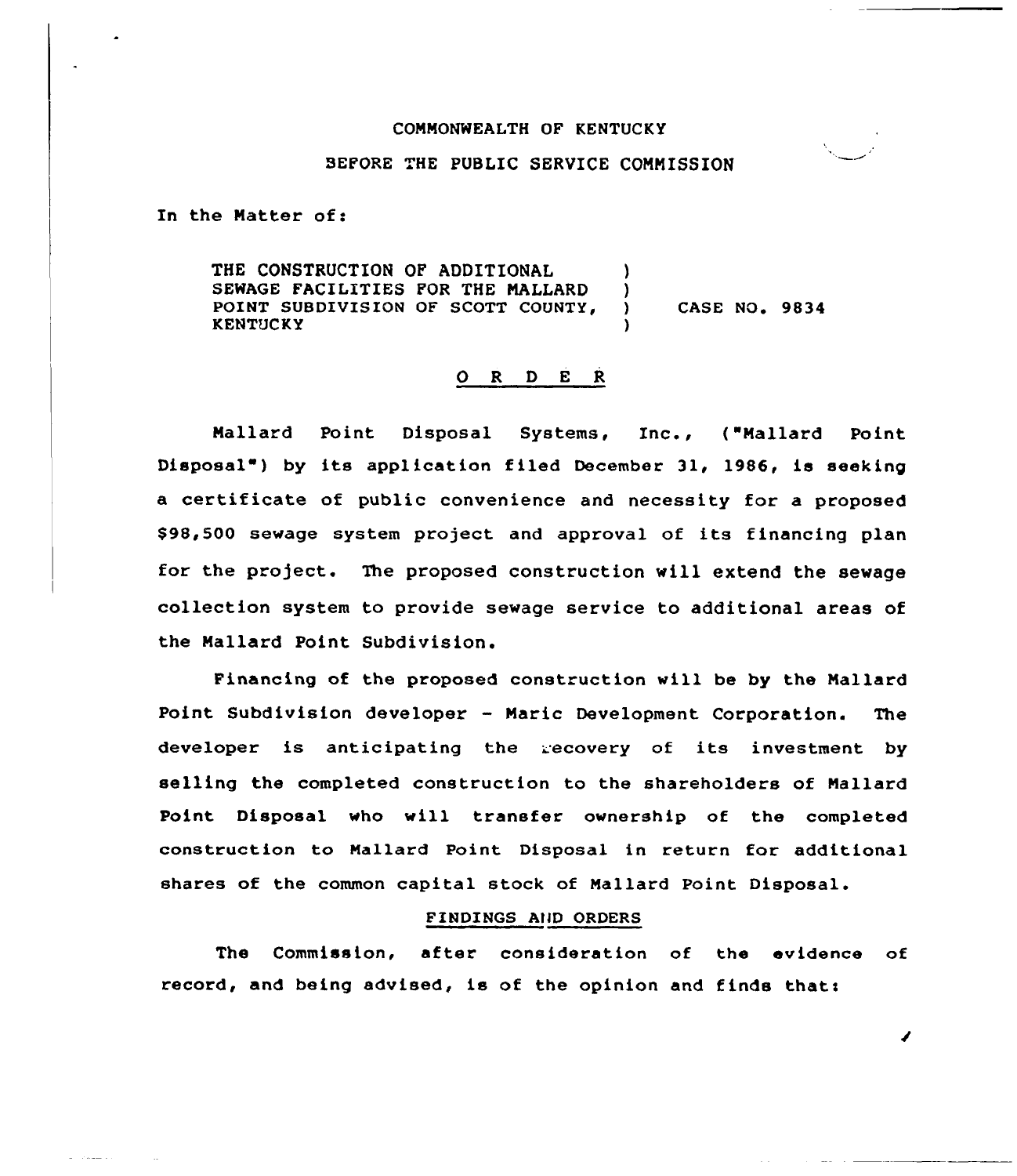COMMONWEALTH OF KENTUCKY

BEFORE THE PUBLIC SERVICE COMMISSION

In the Matter of:

THE CONSTRUCTION OF ADDITIONAL SEWAGE FACILITIES FOR THE MALLARD POINT SUBDIVISION OF SCOTT COUNTY, KENTUCKY ) CASE NO. 9834

## O R D E R

Mallard Point Disposal Systems, Inc., ("Mallard Point Disposal") by its application filed December 31, 1986, is seeking a certificate of public convenience and necessity for a proposed $98,500 sewage system project and approval of its financing plan for the project. The proposed construction will extend the sewage collection system to provide sewage service to additional areas of the Mallard Point Subdivision.

Financing of the proposed construction will be by the Mallard Point Subdivision developer - Maric Development Corporation. The developer is anticipating the recovery of its investment by selling the completed construction to the shareholders of Mallard Point Disposal who will transfer ownership of the completed construction to Mallard Point Disposal in return for additional shares of the common capital stock of Mallard Point Disposal.

### FINDINGS AND ORDERS

The Commission, after consideration of the evidence of record, and being advised, is of the opinion and finds that: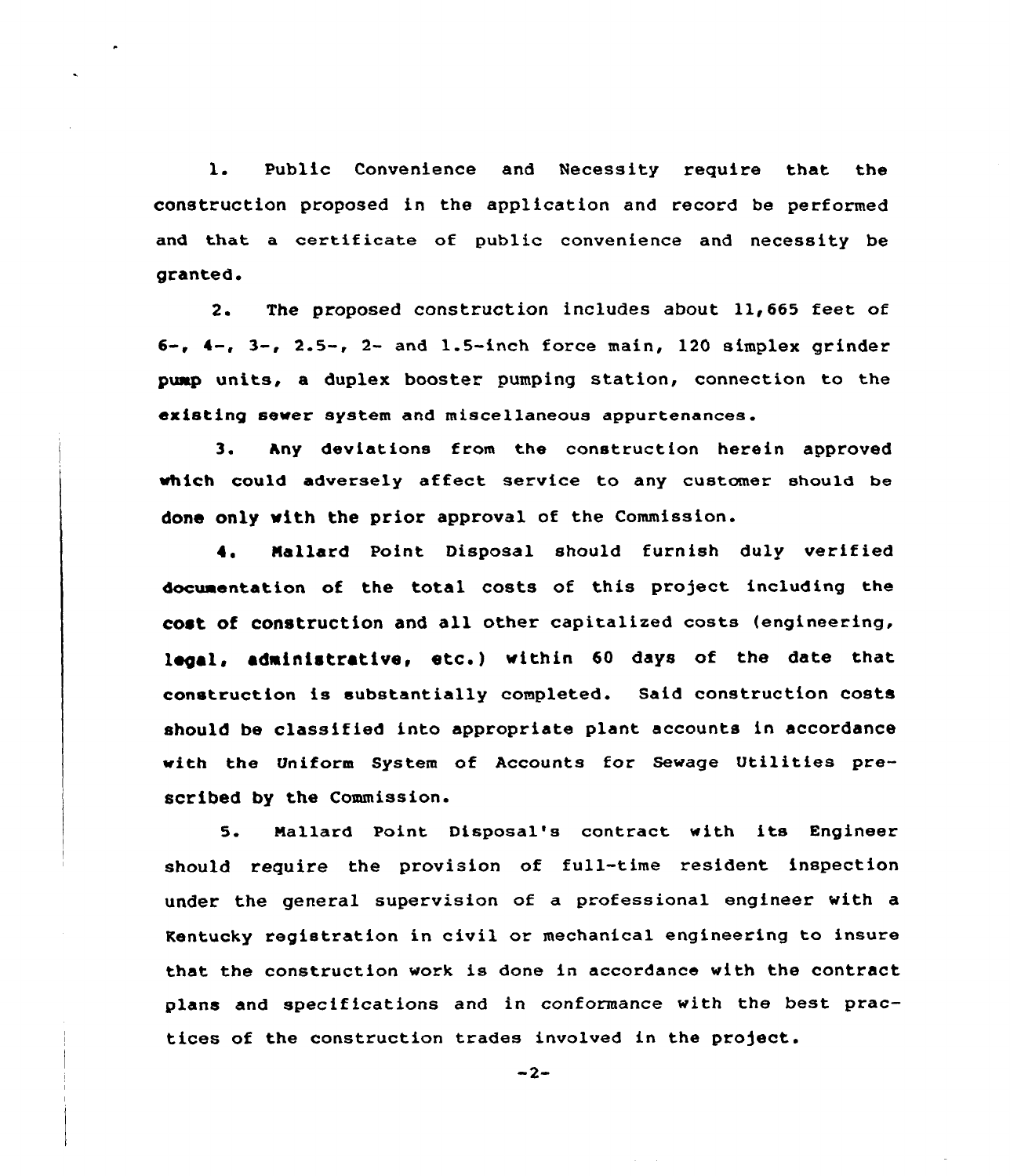1. Public Convenience and Necessity require that the construction proposed in the application and record be performed and that a certificate of public convenience and necessity be granted.

2. The proposed construction includes about 11,665 feet of 6-, 4-, 3-, 2.5-, 2- and 1.5-inch force main, 120 simplex grinder pump units, a duplex booster pumping station, connection to the existing sewer system and miscellaneous appurtenances.

3. Any deviations from the construction herein approved which could adversely affect service to any customer should be done only with the prior approval of the Commission.

4. Mallard Point Disposal should furnish duly verified documentation of the total costs of this project including the cost of construction and all other capitalized costs (engineering, legal, administrative, etc.) within 60 days of the date that construction is substantially completed. Said construction costs should be classified into appropriate plant accounts in accordance with the Uniform System of Accounts for Sewage Utilities prescribed by the Commission.

5. Mallard Point Disposal's contract with its Engineer should require the provision of full-time resident inspection under the general supervision of a professional engineer with a Kentucky registration in civil or mechanical engineering to insure that the construction work is done in accordance with the contract plans and specifications and in conformance with the best practices of the construction trades involved in the project.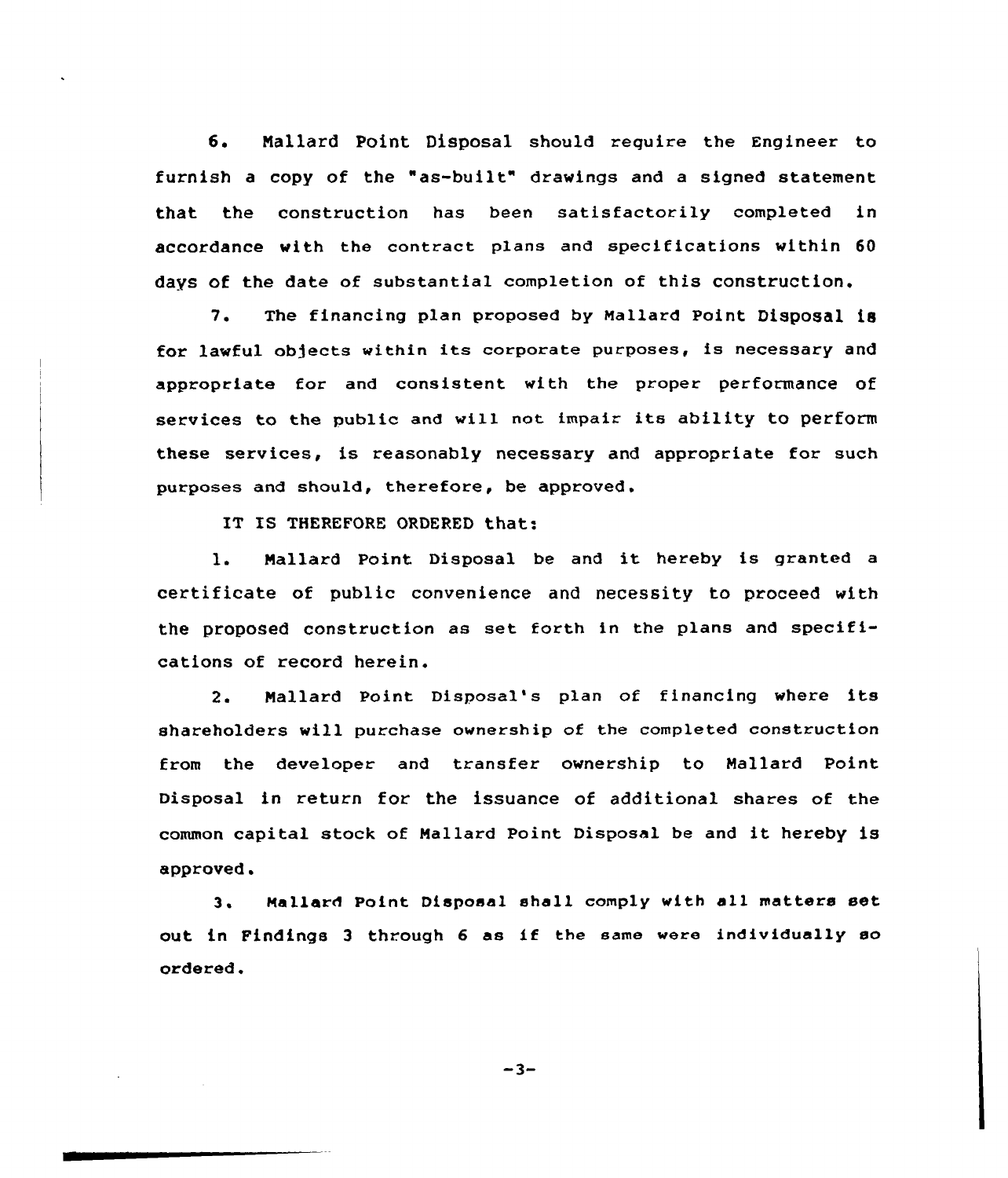6. Mallard Point Disposal should require the Engineer to furnish a copy of the "as-built" drawings and a signed statement that the construction has been satisfactorily completed in accordance with the contract plans and specifications within 60 days of the date of substantial completion of this construction.

7. The financing plan proposed by Mallard Point Disposal is for lawful objects within its corporate purposes, is necessary and appropriate for and consistent with the proper performance of services to the public and will not impair its ability to perform these services, is reasonably necessary and appropriate for such purposes and should, therefore, be approved.

IT IS THEREFORE ORDERED that:

1. Mallard Point Disposal be and it hereby is granted a certificate of public convenience and necessity to proceed with the proposed construction as set forth in the plans and specifications of record herein.

2. Mallard Point Disposal's plan of financing where its shareholders will purchase ownership of the completed construction from the developer and transfer ownership to Mallard Point Disposal in return for the issuance of additional shares of the common capital stock of Mallard Point Disposal be and it hereby is approved.

3. Mallard Point Disposal shall comply with all matters set out in Findings 3 through 6 as if the same were individually so ordered.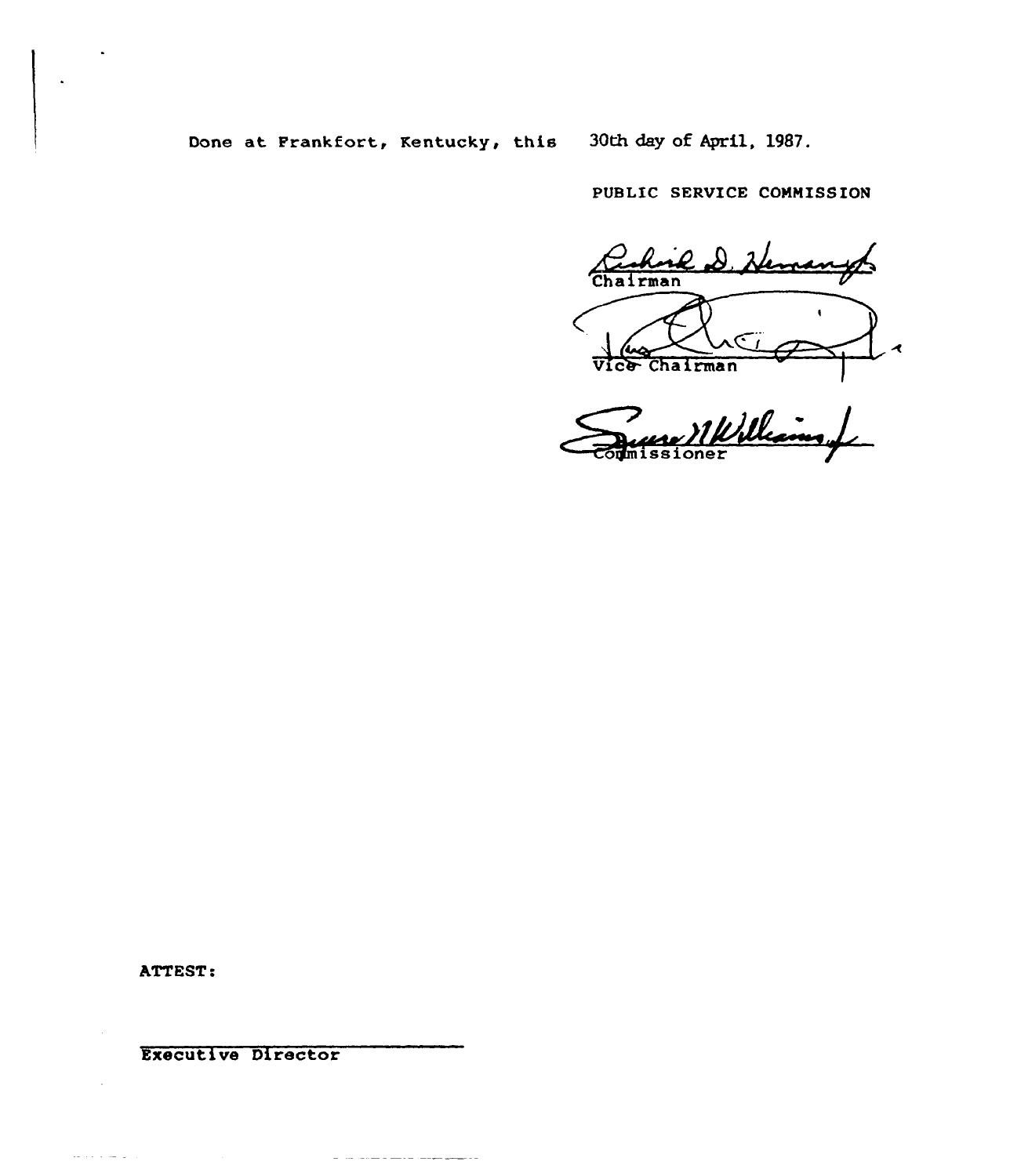Done at Frankfort, Kentucky, this 30th day of April, 1987.

PUBLIC SERVICE COMMISSION

Chairman

Vice Chairman

Commissioner

ATTEST:

Executive Director